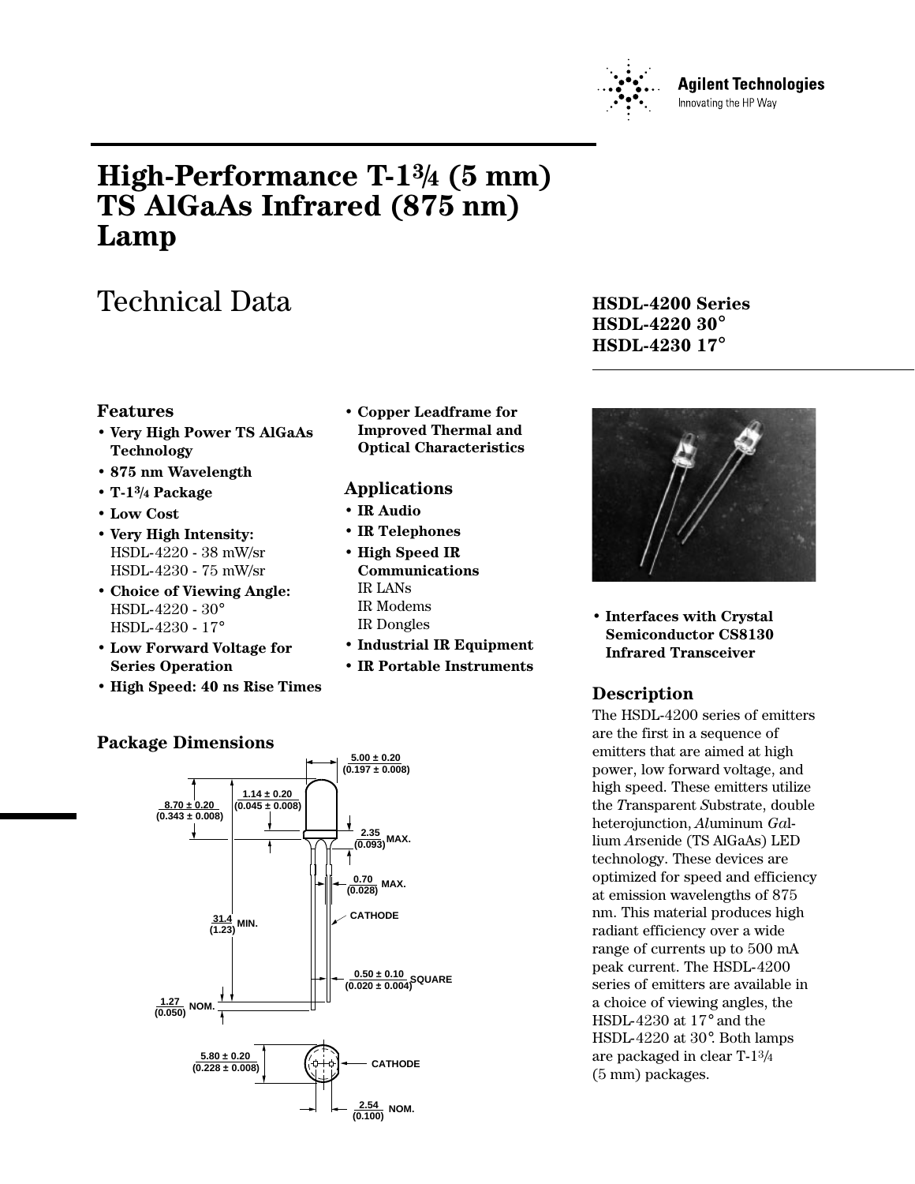Agilent Technologies
Innovating the HP Way

# High-Performance T-1¾ (5 mm) TS AlGaAs Infrared (875 nm) Lamp

## Technical Data

**HSDL-4200 Series**
**HSDL-4220 30°**
**HSDL-4230 17°**

### Features

- **Very High Power TS AlGaAs Technology**
- **875 nm Wavelength**
- **T-1¾ Package**
- **Low Cost**
- **Very High Intensity:**
  HSDL-4220 - 38 mW/sr
  HSDL-4230 - 75 mW/sr
- **Choice of Viewing Angle:**
  HSDL-4220 - 30°
  HSDL-4230 - 17°
- **Low Forward Voltage for Series Operation**
- **High Speed: 40 ns Rise Times**
- **Copper Leadframe for Improved Thermal and Optical Characteristics**

### Applications

- **IR Audio**
- **IR Telephones**
- **High Speed IR Communications**
  IR LANs
  IR Modems
  IR Dongles
- **Industrial IR Equipment**
- **IR Portable Instruments**
- **Interfaces with Crystal Semiconductor CS8130 Infrared Transceiver**

### Description

The HSDL-4200 series of emitters are the first in a sequence of emitters that are aimed at high power, low forward voltage, and high speed. These emitters utilize the *T*ransparent *S*ubstrate, double heterojunction, *Al*uminum *Ga*llium *As*enide (TS AlGaAs) LED technology. These devices are optimized for speed and efficiency at emission wavelengths of 875 nm. This material produces high radiant efficiency over a wide range of currents up to 500 mA peak current. The HSDL-4200 series of emitters are available in a choice of viewing angles, the HSDL-4230 at 17° and the HSDL-4220 at 30°. Both lamps are packaged in clear T-1¾ (5 mm) packages.

### Package Dimensions

5.00 ± 0.20 (0.197 ± 0.008)
8.70 ± 0.20 (0.343 ± 0.008)
1.14 ± 0.20 (0.045 ± 0.008)
2.35 (0.093) MAX.
0.70 (0.028) MAX.
CATHODE
31.4 (1.23) MIN.
0.50 ± 0.10 (0.020 ± 0.004) SQUARE
1.27 (0.050) NOM.
5.80 ± 0.20 (0.228 ± 0.008)
CATHODE
2.54 (0.100) NOM.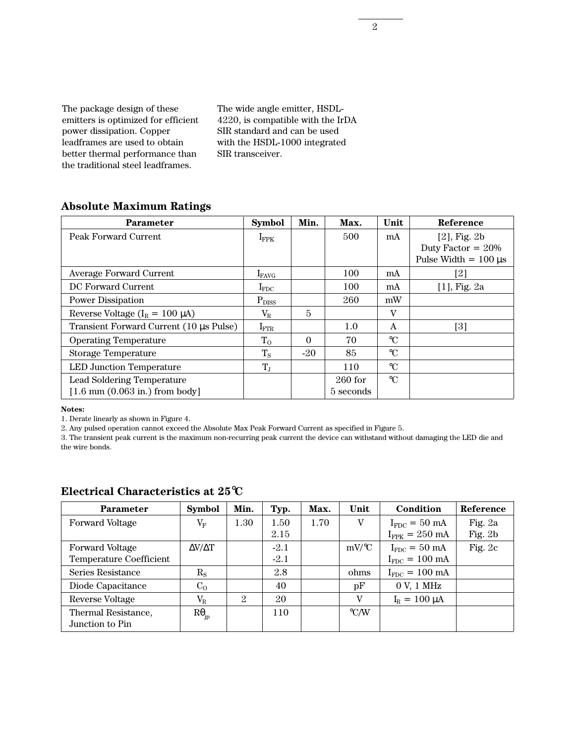The package design of these emitters is optimized for efficient power dissipation. Copper leadframes are used to obtain better thermal performance than the traditional steel leadframes.

The wide angle emitter, HSDL-4220, is compatible with the IrDA SIR standard and can be used with the HSDL-1000 integrated SIR transceiver.

## Absolute Maximum Ratings

| Parameter | Symbol | Min. | Max. | Unit | Reference |
|---|---|---|---|---|---|
| Peak Forward Current | $I_{FPK}$ | | 500 | mA | [2], Fig. 2b<br>Duty Factor = 20%<br>Pulse Width = 100 µs |
| Average Forward Current | $I_{FAVG}$ | | 100 | mA | [2] |
| DC Forward Current | $I_{FDC}$ | | 100 | mA | [1], Fig. 2a |
| Power Dissipation | $P_{DISS}$ | | 260 | mW | |
| Reverse Voltage ($I_R$ = 100 µA) | $V_R$ | 5 | | V | |
| Transient Forward Current (10 µs Pulse) | $I_{FTR}$ | | 1.0 | A | [3] |
| Operating Temperature | $T_O$ | 0 | 70 | °C | |
| Storage Temperature | $T_S$ | -20 | 85 | °C | |
| LED Junction Temperature | $T_J$ | | 110 | °C | |
| Lead Soldering Temperature<br>[1.6 mm (0.063 in.) from body] | | | 260 for<br>5 seconds | °C | |

**Notes:**
1. Derate linearly as shown in Figure 4.
2. Any pulsed operation cannot exceed the Absolute Max Peak Forward Current as specified in Figure 5.
3. The transient peak current is the maximum non-recurring peak current the device can withstand without damaging the LED die and the wire bonds.

## Electrical Characteristics at 25°C

| Parameter | Symbol | Min. | Typ. | Max. | Unit | Condition | Reference |
|---|---|---|---|---|---|---|---|
| Forward Voltage | $V_F$ | 1.30 | 1.50<br>2.15 | 1.70 | V | $I_{FDC}$ = 50 mA<br>$I_{FPK}$ = 250 mA | Fig. 2a<br>Fig. 2b |
| Forward Voltage Temperature Coefficient | $\Delta V/\Delta T$ | | -2.1<br>-2.1 | | mV/°C | $I_{FDC}$ = 50 mA<br>$I_{FDC}$ = 100 mA | Fig. 2c |
| Series Resistance | $R_S$ | | 2.8 | | ohms | $I_{FDC}$ = 100 mA | |
| Diode Capacitance | $C_O$ | | 40 | | pF | 0 V, 1 MHz | |
| Reverse Voltage | $V_R$ | 2 | 20 | | V | $I_R$ = 100 µA | |
| Thermal Resistance, Junction to Pin | $R\theta_{jp}$ | | 110 | | °C/W | | |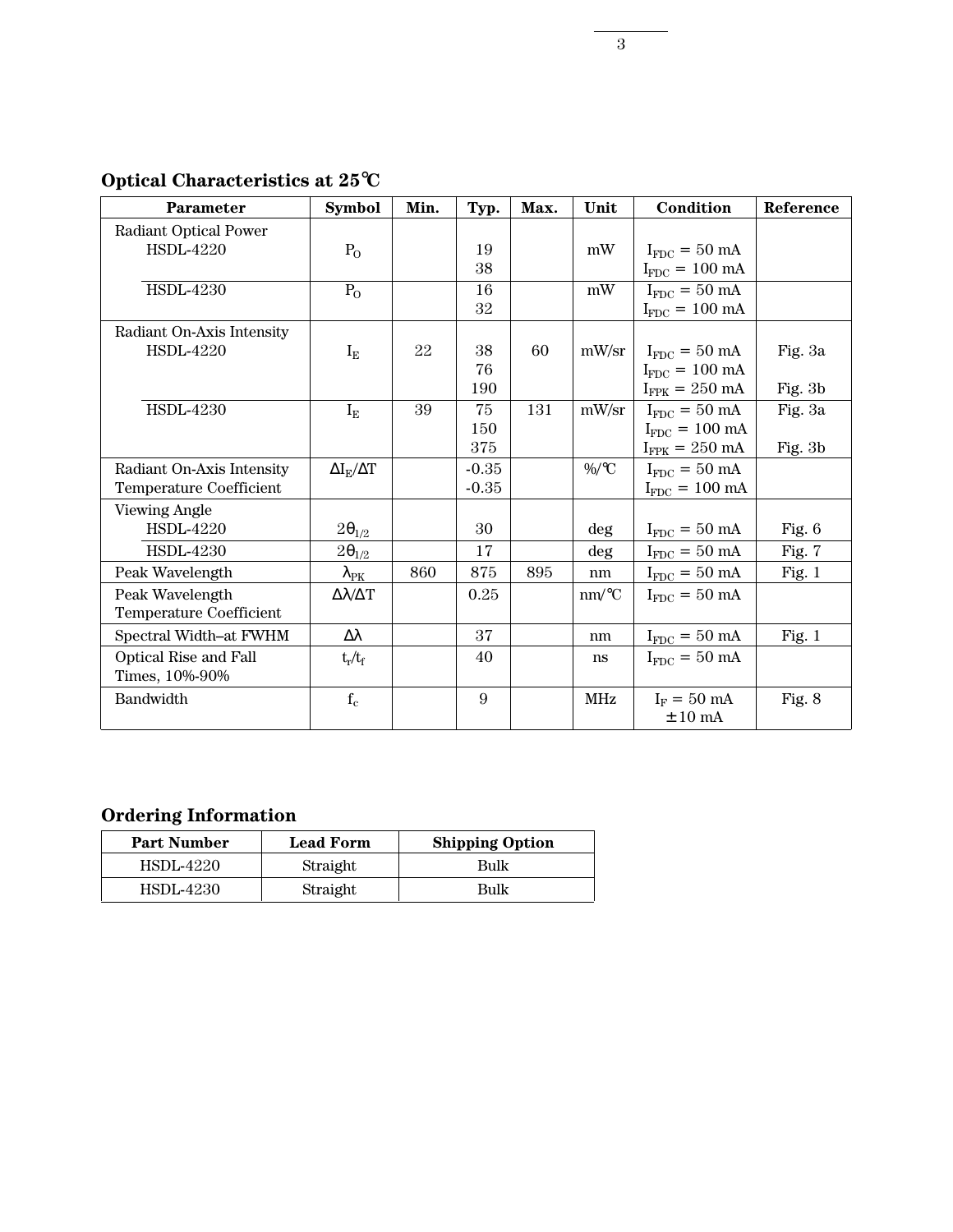## Optical Characteristics at 25℃

| Parameter | Symbol | Min. | Typ. | Max. | Unit | Condition | Reference |
|---|---|---|---|---|---|---|---|
| Radiant Optical Power HSDL-4220 | $P_O$ | | 19<br>38 | | mW | $I_{FDC}$ = 50 mA<br>$I_{FDC}$ = 100 mA | |
| HSDL-4230 | $P_O$ | | 16<br>32 | | mW | $I_{FDC}$ = 50 mA<br>$I_{FDC}$ = 100 mA | |
| Radiant On-Axis Intensity HSDL-4220 | $I_E$ | 22 | 38<br>76<br>190 | 60 | mW/sr | $I_{FDC}$ = 50 mA<br>$I_{FDC}$ = 100 mA<br>$I_{FPK}$ = 250 mA | Fig. 3a<br><br>Fig. 3b |
| HSDL-4230 | $I_E$ | 39 | 75<br>150<br>375 | 131 | mW/sr | $I_{FDC}$ = 50 mA<br>$I_{FDC}$ = 100 mA<br>$I_{FPK}$ = 250 mA | Fig. 3a<br><br>Fig. 3b |
| Radiant On-Axis Intensity Temperature Coefficient | $\Delta I_E/\Delta T$ | | -0.35<br>-0.35 | | %/℃ | $I_{FDC}$ = 50 mA<br>$I_{FDC}$ = 100 mA | |
| Viewing Angle HSDL-4220 | $2\theta_{1/2}$ | | 30 | | deg | $I_{FDC}$ = 50 mA | Fig. 6 |
| HSDL-4230 | $2\theta_{1/2}$ | | 17 | | deg | $I_{FDC}$ = 50 mA | Fig. 7 |
| Peak Wavelength | $\lambda_{PK}$ | 860 | 875 | 895 | nm | $I_{FDC}$ = 50 mA | Fig. 1 |
| Peak Wavelength Temperature Coefficient | $\Delta\lambda/\Delta T$ | | 0.25 | | nm/℃ | $I_{FDC}$ = 50 mA | |
| Spectral Width–at FWHM | $\Delta\lambda$ | | 37 | | nm | $I_{FDC}$ = 50 mA | Fig. 1 |
| Optical Rise and Fall Times, 10%-90% | $t_r/t_f$ | | 40 | | ns | $I_{FDC}$ = 50 mA | |
| Bandwidth | $f_c$ | | 9 | | MHz | $I_F$ = 50 mA ±10 mA | Fig. 8 |

## Ordering Information

| Part Number | Lead Form | Shipping Option |
|---|---|---|
| HSDL-4220 | Straight | Bulk |
| HSDL-4230 | Straight | Bulk |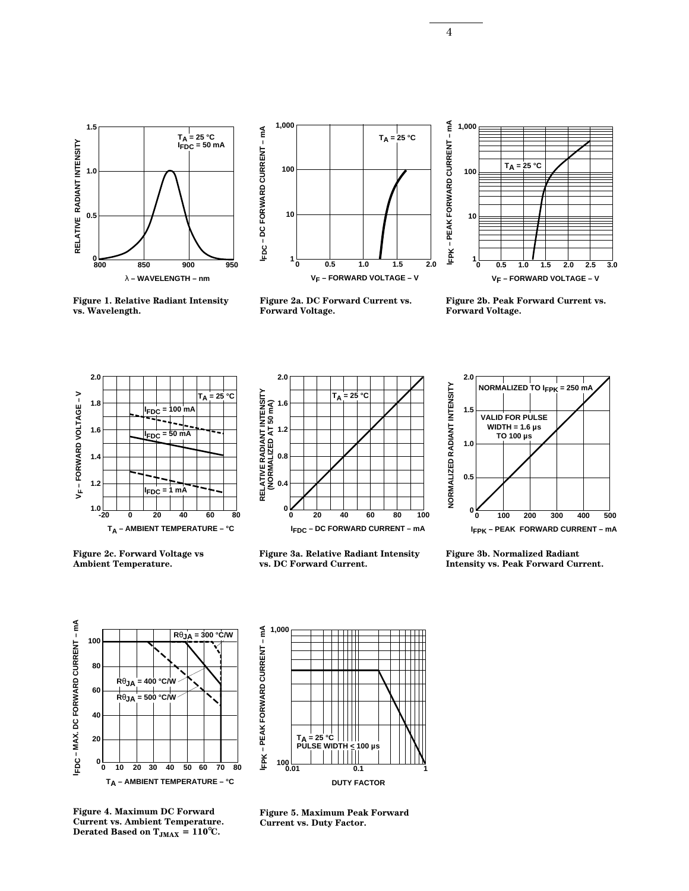**Figure 1. Relative Radiant Intensity vs. Wavelength.**

**Figure 2a. DC Forward Current vs. Forward Voltage.**

**Figure 2b. Peak Forward Current vs. Forward Voltage.**

**Figure 2c. Forward Voltage vs Ambient Temperature.**

**Figure 3a. Relative Radiant Intensity vs. DC Forward Current.**

**Figure 3b. Normalized Radiant Intensity vs. Peak Forward Current.**

**Figure 4. Maximum DC Forward Current vs. Ambient Temperature. Derated Based on $T_{JMAX}$ = 110°C.**

**Figure 5. Maximum Peak Forward Current vs. Duty Factor.**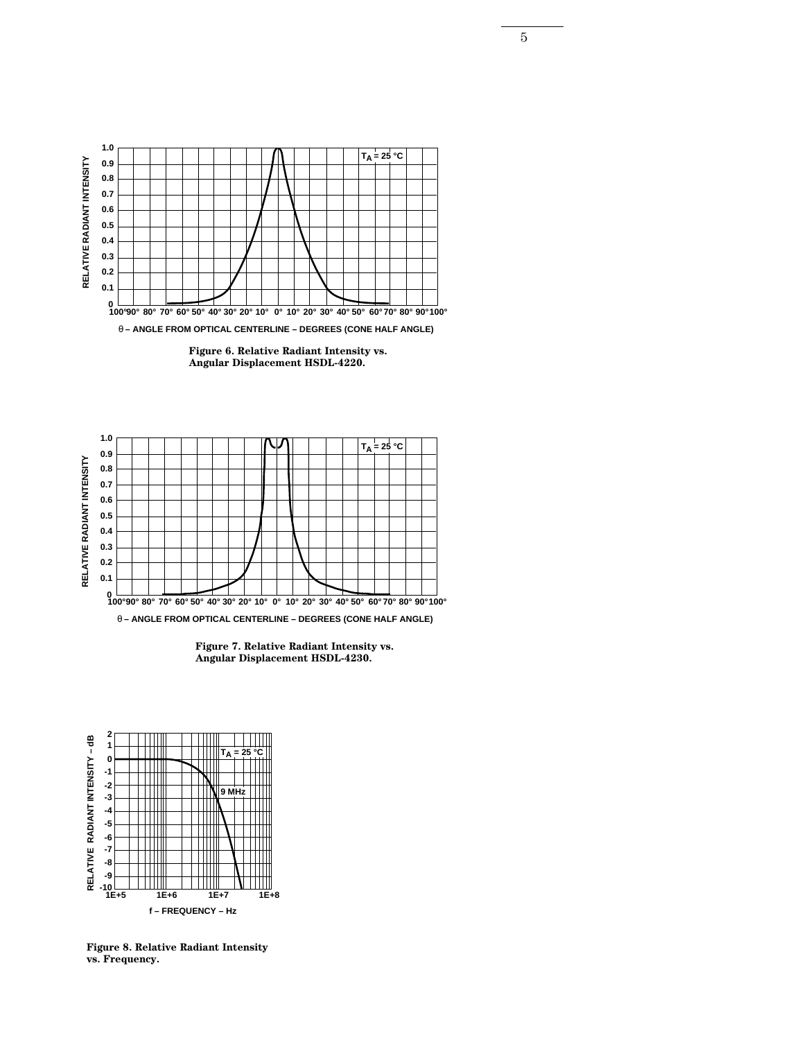Figure 6. Relative Radiant Intensity vs. Angular Displacement HSDL-4220.

Figure 7. Relative Radiant Intensity vs. Angular Displacement HSDL-4230.

Figure 8. Relative Radiant Intensity vs. Frequency.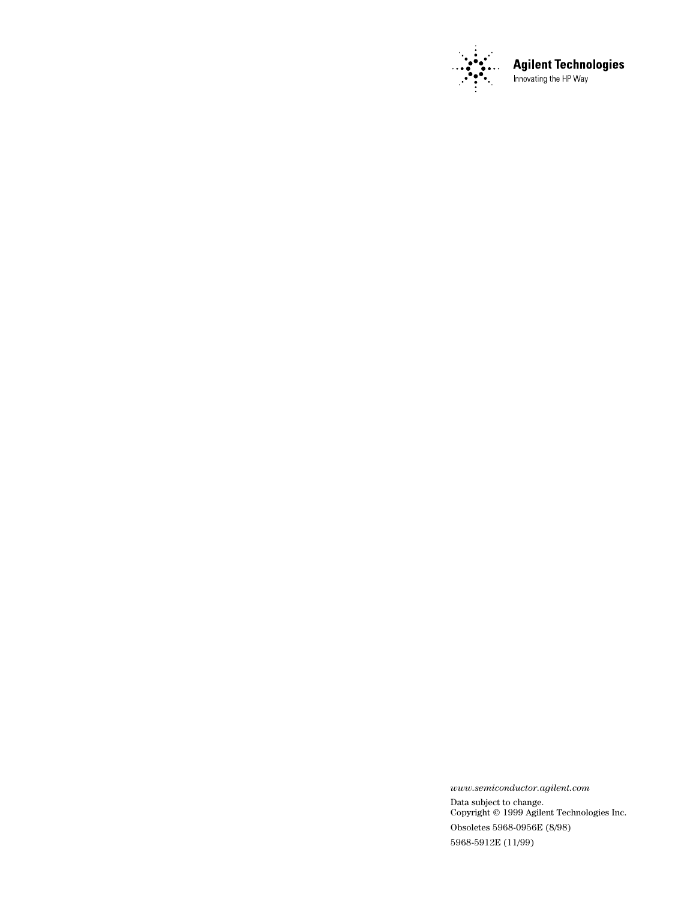**Agilent Technologies**

Innovating the HP Way

*www.semiconductor.agilent.com*

Data subject to change.
Copyright © 1999 Agilent Technologies Inc.

Obsoletes 5968-0956E (8/98)

5968-5912E (11/99)